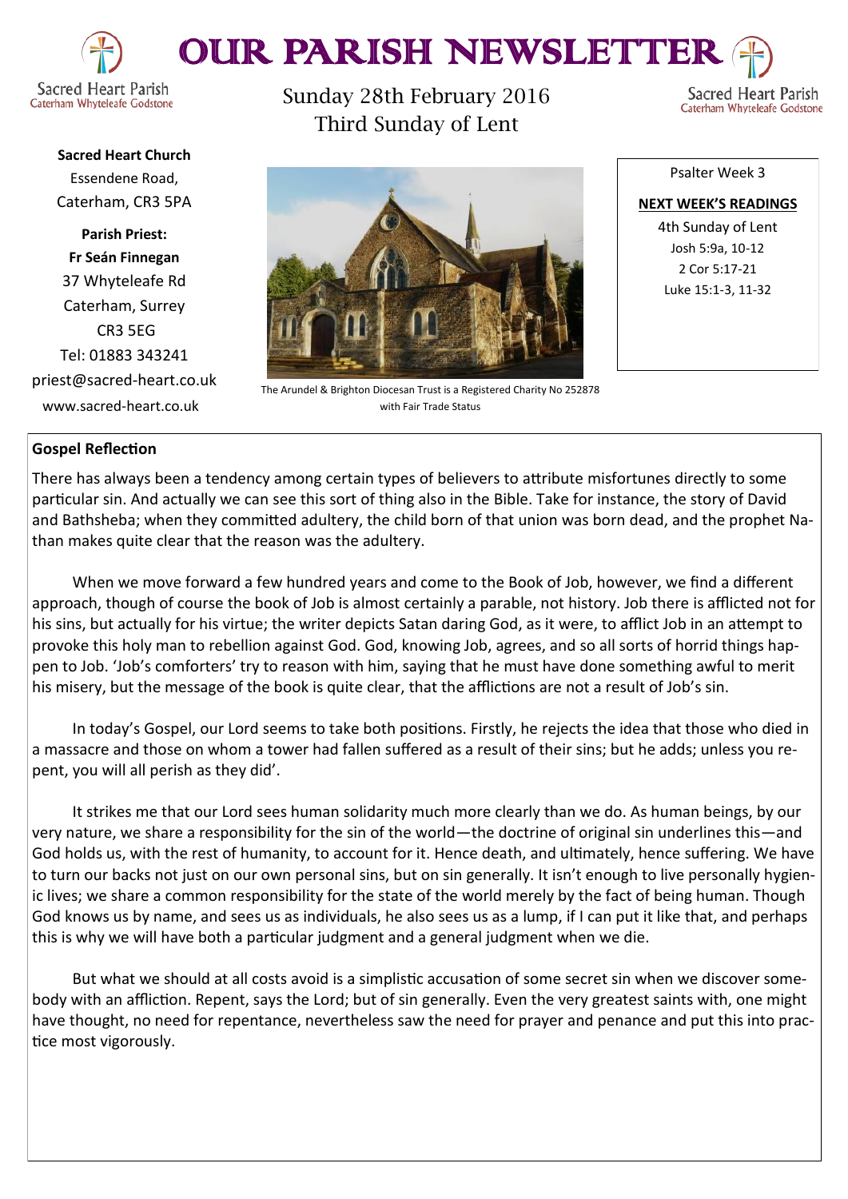# OUR PARISH NEWSLETTER

Sacred Heart Parish
Caterham Whyteleafe Godstone

Sunday 28th February 2016
Third Sunday of Lent

**Sacred Heart Church**
Essendene Road,
Caterham, CR3 5PA

**Parish Priest:**
**Fr Seán Finnegan**
37 Whyteleafe Rd
Caterham, Surrey
CR3 5EG
Tel: 01883 343241
priest@sacred-heart.co.uk
www.sacred-heart.co.uk

The Arundel & Brighton Diocesan Trust is a Registered Charity No 252878 with Fair Trade Status

Psalter Week 3

**NEXT WEEK'S READINGS**

4th Sunday of Lent
Josh 5:9a, 10-12
2 Cor 5:17-21
Luke 15:1-3, 11-32

## Gospel Reflection

There has always been a tendency among certain types of believers to attribute misfortunes directly to some particular sin. And actually we can see this sort of thing also in the Bible. Take for instance, the story of David and Bathsheba; when they committed adultery, the child born of that union was born dead, and the prophet Nathan makes quite clear that the reason was the adultery.

When we move forward a few hundred years and come to the Book of Job, however, we find a different approach, though of course the book of Job is almost certainly a parable, not history. Job there is afflicted not for his sins, but actually for his virtue; the writer depicts Satan daring God, as it were, to afflict Job in an attempt to provoke this holy man to rebellion against God. God, knowing Job, agrees, and so all sorts of horrid things happen to Job. 'Job's comforters' try to reason with him, saying that he must have done something awful to merit his misery, but the message of the book is quite clear, that the afflictions are not a result of Job's sin.

In today's Gospel, our Lord seems to take both positions. Firstly, he rejects the idea that those who died in a massacre and those on whom a tower had fallen suffered as a result of their sins; but he adds; unless you repent, you will all perish as they did'.

It strikes me that our Lord sees human solidarity much more clearly than we do. As human beings, by our very nature, we share a responsibility for the sin of the world—the doctrine of original sin underlines this—and God holds us, with the rest of humanity, to account for it. Hence death, and ultimately, hence suffering. We have to turn our backs not just on our own personal sins, but on sin generally. It isn't enough to live personally hygienic lives; we share a common responsibility for the state of the world merely by the fact of being human. Though God knows us by name, and sees us as individuals, he also sees us as a lump, if I can put it like that, and perhaps this is why we will have both a particular judgment and a general judgment when we die.

But what we should at all costs avoid is a simplistic accusation of some secret sin when we discover somebody with an affliction. Repent, says the Lord; but of sin generally. Even the very greatest saints with, one might have thought, no need for repentance, nevertheless saw the need for prayer and penance and put this into practice most vigorously.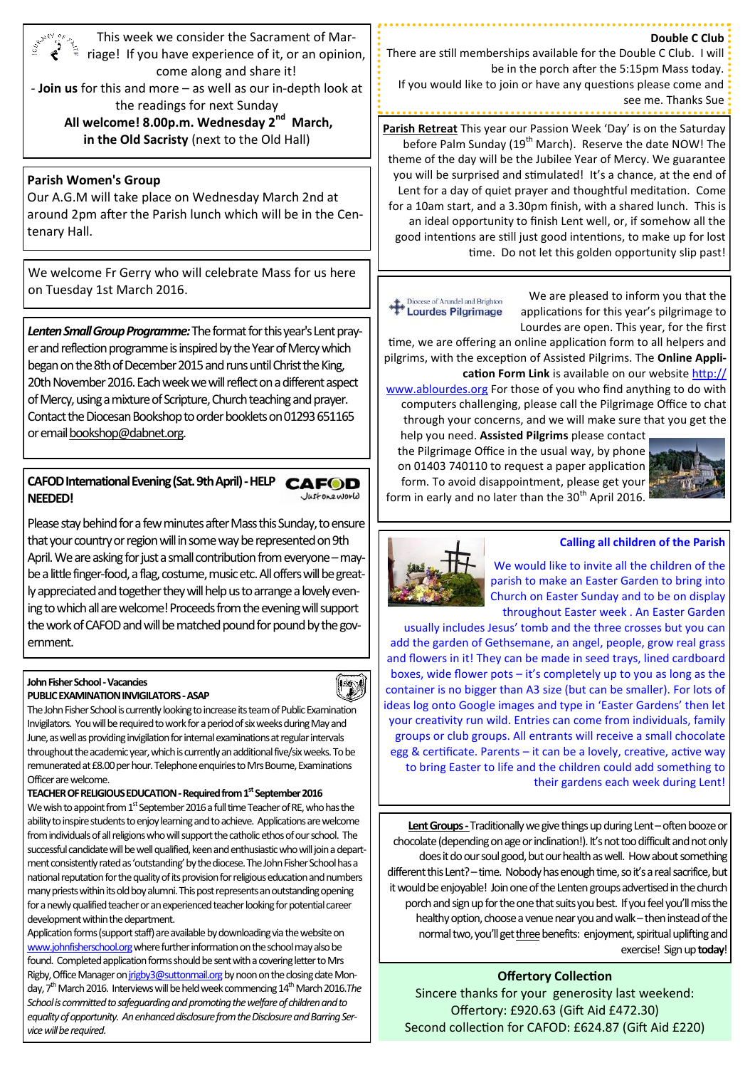This week we consider the Sacrament of Marriage! If you have experience of it, or an opinion, come along and share it!

- **Join us** for this and more – as well as our in-depth look at the readings for next Sunday

**All welcome! 8.00p.m. Wednesday 2nd March, in the Old Sacristy** (next to the Old Hall)

## Parish Women's Group

Our A.G.M will take place on Wednesday March 2nd at around 2pm after the Parish lunch which will be in the Centenary Hall.

We welcome Fr Gerry who will celebrate Mass for us here on Tuesday 1st March 2016.

***Lenten Small Group Programme:*** The format for this year's Lent prayer and reflection programme is inspired by the Year of Mercy which began on the 8th of December 2015 and runs until Christ the King, 20th November 2016. Each week we will reflect on a different aspect of Mercy, using a mixture of Scripture, Church teaching and prayer. Contact the Diocesan Bookshop to order booklets on 01293 651165 or email bookshop@dabnet.org.

## CAFOD International Evening (Sat. 9th April) - HELP NEEDED!

Please stay behind for a few minutes after Mass this Sunday, to ensure that your country or region will in some way be represented on 9th April. We are asking for just a small contribution from everyone – maybe a little finger-food, a flag, costume, music etc. All offers will be greatly appreciated and together they will help us to arrange a lovely evening to which all are welcome! Proceeds from the evening will support the work of CAFOD and will be matched pound for pound by the government.

## John Fisher School - Vacancies

**PUBLIC EXAMINATION INVIGILATORS - ASAP**

The John Fisher School is currently looking to increase its team of Public Examination Invigilators. You will be required to work for a period of six weeks during May and June, as well as providing invigilation for internal examinations at regular intervals throughout the academic year, which is currently an additional five/six weeks. To be remunerated at £8.00 per hour. Telephone enquiries to Mrs Bourne, Examinations Officer are welcome.

**TEACHER OF RELIGIOUS EDUCATION - Required from 1st September 2016**

We wish to appoint from 1st September 2016 a full time Teacher of RE, who has the ability to inspire students to enjoy learning and to achieve. Applications are welcome from individuals of all religions who will support the catholic ethos of our school. The successful candidate will be well qualified, keen and enthusiastic who will join a department consistently rated as 'outstanding' by the diocese. The John Fisher School has a national reputation for the quality of its provision for religious education and numbers many priests within its old boy alumni. This post represents an outstanding opening for a newly qualified teacher or an experienced teacher looking for potential career development within the department.

Application forms (support staff) are available by downloading via the website on www.johnfisherschool.org where further information on the school may also be found. Completed application forms should be sent with a covering letter to Mrs Rigby, Office Manager on jrigby3@suttonmail.org by noon on the closing date Monday, 7th March 2016. Interviews will be held week commencing 14th March 2016. *The School is committed to safeguarding and promoting the welfare of children and to equality of opportunity. An enhanced disclosure from the Disclosure and Barring Service will be required.*

## Double C Club

There are still memberships available for the Double C Club. I will be in the porch after the 5:15pm Mass today. If you would like to join or have any questions please come and see me. Thanks Sue

**Parish Retreat** This year our Passion Week 'Day' is on the Saturday before Palm Sunday (19th March). Reserve the date NOW! The theme of the day will be the Jubilee Year of Mercy. We guarantee you will be surprised and stimulated! It's a chance, at the end of Lent for a day of quiet prayer and thoughtful meditation. Come for a 10am start, and a 3.30pm finish, with a shared lunch. This is an ideal opportunity to finish Lent well, or, if somehow all the good intentions are still just good intentions, to make up for lost time. Do not let this golden opportunity slip past!

Diocese of Arundel and Brighton Lourdes Pilgrimage

We are pleased to inform you that the applications for this year's pilgrimage to Lourdes are open. This year, for the first time, we are offering an online application form to all helpers and pilgrims, with the exception of Assisted Pilgrims. The **Online Application Form Link** is available on our website http://www.ablourdes.org For those of you who find anything to do with computers challenging, please call the Pilgrimage Office to chat through your concerns, and we will make sure that you get the help you need. **Assisted Pilgrims** please contact the Pilgrimage Office in the usual way, by phone on 01403 740110 to request a paper application form. To avoid disappointment, please get your form in early and no later than the 30th April 2016.

## Calling all children of the Parish

We would like to invite all the children of the parish to make an Easter Garden to bring into Church on Easter Sunday and to be on display throughout Easter week . An Easter Garden usually includes Jesus' tomb and the three crosses but you can add the garden of Gethsemane, an angel, people, grow real grass and flowers in it! They can be made in seed trays, lined cardboard boxes, wide flower pots – it's completely up to you as long as the container is no bigger than A3 size (but can be smaller). For lots of ideas log onto Google images and type in 'Easter Gardens' then let your creativity run wild. Entries can come from individuals, family groups or club groups. All entrants will receive a small chocolate egg & certificate. Parents – it can be a lovely, creative, active way to bring Easter to life and the children could add something to their gardens each week during Lent!

**Lent Groups -** Traditionally we give things up during Lent – often booze or chocolate (depending on age or inclination!). It's not too difficult and not only does it do our soul good, but our health as well. How about something different this Lent? – time. Nobody has enough time, so it's a real sacrifice, but it would be enjoyable! Join one of the Lenten groups advertised in the church porch and sign up for the one that suits you best. If you feel you'll miss the healthy option, choose a venue near you and walk – then instead of the normal two, you'll get three benefits: enjoyment, spiritual uplifting and exercise! Sign up **today**!

## Offertory Collection

Sincere thanks for your generosity last weekend:
Offertory: £920.63 (Gift Aid £472.30)
Second collection for CAFOD: £624.87 (Gift Aid £220)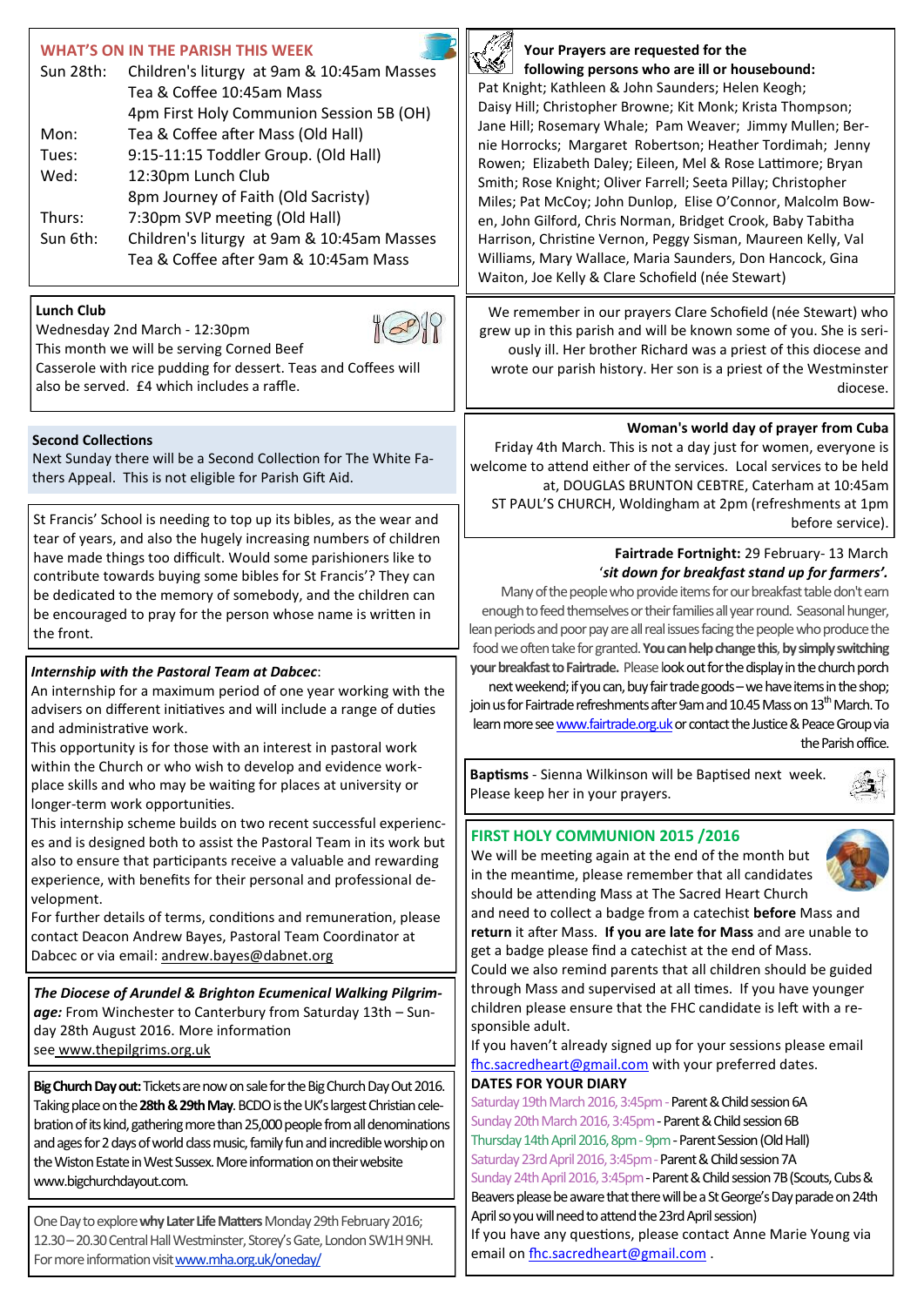## WHAT'S ON IN THE PARISH THIS WEEK

| | |
|---|---|
| Sun 28th: | Children's liturgy at 9am & 10:45am Masses |
| | Tea & Coffee 10:45am Mass |
| | 4pm First Holy Communion Session 5B (OH) |
| Mon: | Tea & Coffee after Mass (Old Hall) |
| Tues: | 9:15-11:15 Toddler Group. (Old Hall) |
| Wed: | 12:30pm Lunch Club |
| | 8pm Journey of Faith (Old Sacristy) |
| Thurs: | 7:30pm SVP meeting (Old Hall) |
| Sun 6th: | Children's liturgy at 9am & 10:45am Masses |
| | Tea & Coffee after 9am & 10:45am Mass |

**Lunch Club**
Wednesday 2nd March - 12:30pm
This month we will be serving Corned Beef Casserole with rice pudding for dessert. Teas and Coffees will also be served. £4 which includes a raffle.

**Second Collections**
Next Sunday there will be a Second Collection for The White Fathers Appeal. This is not eligible for Parish Gift Aid.

St Francis' School is needing to top up its bibles, as the wear and tear of years, and also the hugely increasing numbers of children have made things too difficult. Would some parishioners like to contribute towards buying some bibles for St Francis'? They can be dedicated to the memory of somebody, and the children can be encouraged to pray for the person whose name is written in the front.

***Internship with the Pastoral Team at Dabcec***:
An internship for a maximum period of one year working with the advisers on different initiatives and will include a range of duties and administrative work.
This opportunity is for those with an interest in pastoral work within the Church or who wish to develop and evidence workplace skills and who may be waiting for places at university or longer-term work opportunities.
This internship scheme builds on two recent successful experiences and is designed both to assist the Pastoral Team in its work but also to ensure that participants receive a valuable and rewarding experience, with benefits for their personal and professional development.
For further details of terms, conditions and remuneration, please contact Deacon Andrew Bayes, Pastoral Team Coordinator at Dabcec or via email: andrew.bayes@dabnet.org

***The Diocese of Arundel & Brighton Ecumenical Walking Pilgrimage:*** From Winchester to Canterbury from Saturday 13th – Sunday 28th August 2016. More information see www.thepilgrims.org.uk

**Big Church Day out:** Tickets are now on sale for the Big Church Day Out 2016. Taking place on the **28th & 29th May**. BCDO is the UK's largest Christian celebration of its kind, gathering more than 25,000 people from all denominations and ages for 2 days of world class music, family fun and incredible worship on the Wiston Estate in West Sussex. More information on their website www.bigchurchdayout.com.

One Day to explore **why Later Life Matters** Monday 29th February 2016; 12.30 – 20.30 Central Hall Westminster, Storey's Gate, London SW1H 9NH. For more information visit www.mha.org.uk/oneday/

**Your Prayers are requested for the following persons who are ill or housebound:**
Pat Knight; Kathleen & John Saunders; Helen Keogh; Daisy Hill; Christopher Browne; Kit Monk; Krista Thompson; Jane Hill; Rosemary Whale; Pam Weaver; Jimmy Mullen; Bernie Horrocks; Margaret Robertson; Heather Tordimah; Jenny Rowen; Elizabeth Daley; Eileen, Mel & Rose Lattimore; Bryan Smith; Rose Knight; Oliver Farrell; Seeta Pillay; Christopher Miles; Pat McCoy; John Dunlop, Elise O'Connor, Malcolm Bowen, John Gilford, Chris Norman, Bridget Crook, Baby Tabitha Harrison, Christine Vernon, Peggy Sisman, Maureen Kelly, Val Williams, Mary Wallace, Maria Saunders, Don Hancock, Gina Waiton, Joe Kelly & Clare Schofield (née Stewart)

We remember in our prayers Clare Schofield (née Stewart) who grew up in this parish and will be known some of you. She is seriously ill. Her brother Richard was a priest of this diocese and wrote our parish history. Her son is a priest of the Westminster diocese.

**Woman's world day of prayer from Cuba**
Friday 4th March. This is not a day just for women, everyone is welcome to attend either of the services. Local services to be held at, DOUGLAS BRUNTON CEBTRE, Caterham at 10:45am ST PAUL'S CHURCH, Woldingham at 2pm (refreshments at 1pm before service).

**Fairtrade Fortnight:** 29 February- 13 March
'***sit down for breakfast stand up for farmers'.***
Many of the people who provide items for our breakfast table don't earn enough to feed themselves or their families all year round. Seasonal hunger, lean periods and poor pay are all real issues facing the people who produce the food we often take for granted. **You can help change this, by simply switching your breakfast to Fairtrade.** Please look out for the display in the church porch next weekend; if you can, buy fair trade goods – we have items in the shop; join us for Fairtrade refreshments after 9am and 10.45 Mass on 13th March. To learn more see www.fairtrade.org.uk or contact the Justice & Peace Group via the Parish office.

**Baptisms** - Sienna Wilkinson will be Baptised next week. Please keep her in your prayers.

## FIRST HOLY COMMUNION 2015 /2016

We will be meeting again at the end of the month but in the meantime, please remember that all candidates should be attending Mass at The Sacred Heart Church and need to collect a badge from a catechist **before** Mass and **return** it after Mass. **If you are late for Mass** and are unable to get a badge please find a catechist at the end of Mass.
Could we also remind parents that all children should be guided through Mass and supervised at all times. If you have younger children please ensure that the FHC candidate is left with a responsible adult.
If you haven't already signed up for your sessions please email fhc.sacredheart@gmail.com with your preferred dates.

**DATES FOR YOUR DIARY**
Saturday 19th March 2016, 3:45pm - Parent & Child session 6A
Sunday 20th March 2016, 3:45pm - Parent & Child session 6B
Thursday 14th April 2016, 8pm - 9pm - Parent Session (Old Hall)
Saturday 23rd April 2016, 3:45pm - Parent & Child session 7A
Sunday 24th April 2016, 3:45pm - Parent & Child session 7B (Scouts, Cubs & Beavers please be aware that there will be a St George's Day parade on 24th April so you will need to attend the 23rd April session)
If you have any questions, please contact Anne Marie Young via email on fhc.sacredheart@gmail.com .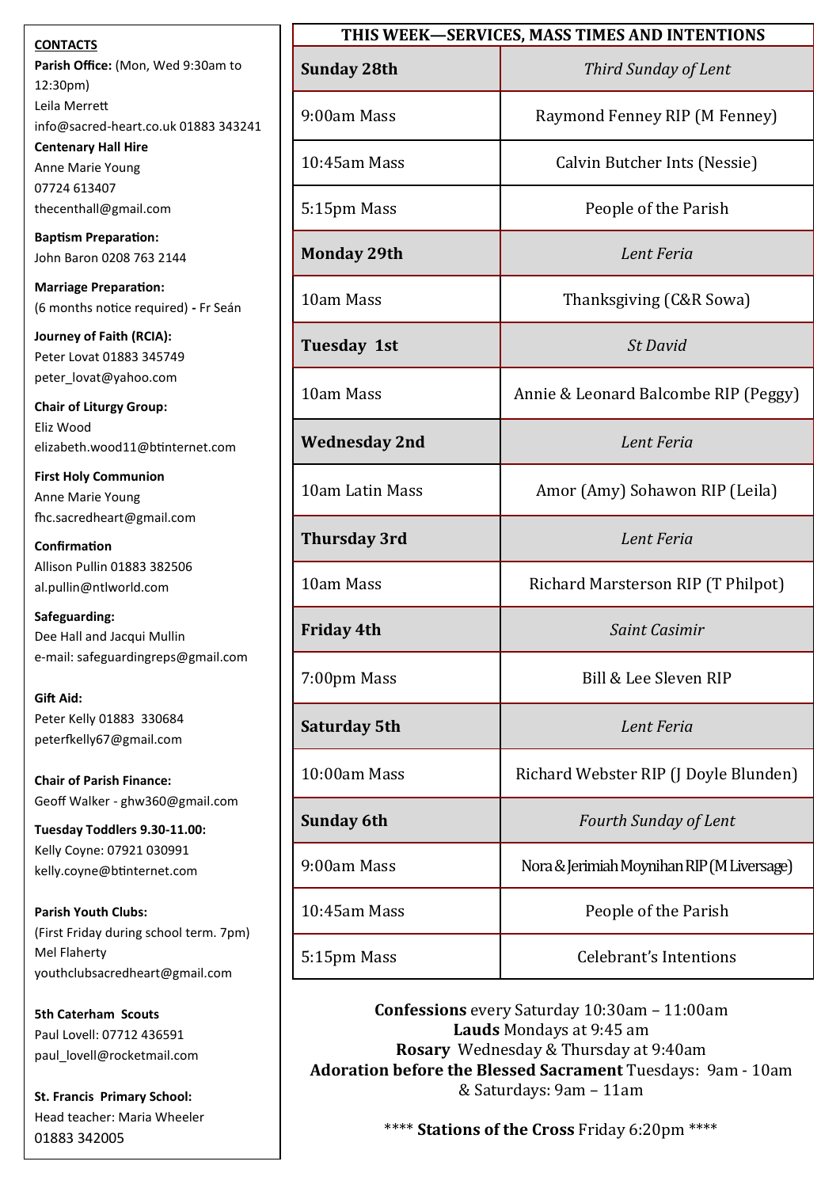## CONTACTS

**Parish Office:** (Mon, Wed 9:30am to 12:30pm)
Leila Merrett
info@sacred-heart.co.uk 01883 343241

**Centenary Hall Hire**
Anne Marie Young
07724 613407
thecenthall@gmail.com

**Baptism Preparation:**
John Baron 0208 763 2144

**Marriage Preparation:**
(6 months notice required) **-** Fr Seán

**Journey of Faith (RCIA):**
Peter Lovat 01883 345749
peter_lovat@yahoo.com

**Chair of Liturgy Group:**
Eliz Wood
elizabeth.wood11@btinternet.com

**First Holy Communion**
Anne Marie Young
fhc.sacredheart@gmail.com

**Confirmation**
Allison Pullin 01883 382506
al.pullin@ntlworld.com

**Safeguarding:**
Dee Hall and Jacqui Mullin
e-mail: safeguardingreps@gmail.com

**Gift Aid:**
Peter Kelly 01883 330684
peterfkelly67@gmail.com

**Chair of Parish Finance:**
Geoff Walker - ghw360@gmail.com

**Tuesday Toddlers 9.30-11.00:**
Kelly Coyne: 07921 030991
kelly.coyne@btinternet.com

**Parish Youth Clubs:**
(First Friday during school term. 7pm)
Mel Flaherty
youthclubsacredheart@gmail.com

**5th Caterham Scouts**
Paul Lovell: 07712 436591
paul_lovell@rocketmail.com

**St. Francis Primary School:**
Head teacher: Maria Wheeler
01883 342005

## THIS WEEK—SERVICES, MASS TIMES AND INTENTIONS

| | |
|---|---|
| **Sunday 28th** | *Third Sunday of Lent* |
| 9:00am Mass | Raymond Fenney RIP (M Fenney) |
| 10:45am Mass | Calvin Butcher Ints (Nessie) |
| 5:15pm Mass | People of the Parish |
| **Monday 29th** | *Lent Feria* |
| 10am Mass | Thanksgiving (C&R Sowa) |
| **Tuesday 1st** | *St David* |
| 10am Mass | Annie & Leonard Balcombe RIP (Peggy) |
| **Wednesday 2nd** | *Lent Feria* |
| 10am Latin Mass | Amor (Amy) Sohawon RIP (Leila) |
| **Thursday 3rd** | *Lent Feria* |
| 10am Mass | Richard Marsterson RIP (T Philpot) |
| **Friday 4th** | *Saint Casimir* |
| 7:00pm Mass | Bill & Lee Sleven RIP |
| **Saturday 5th** | *Lent Feria* |
| 10:00am Mass | Richard Webster RIP (J Doyle Blunden) |
| **Sunday 6th** | *Fourth Sunday of Lent* |
| 9:00am Mass | Nora & Jerimiah Moynihan RIP (M Liversage) |
| 10:45am Mass | People of the Parish |
| 5:15pm Mass | Celebrant's Intentions |

**Confessions** every Saturday 10:30am – 11:00am
**Lauds** Mondays at 9:45 am
**Rosary** Wednesday & Thursday at 9:40am
**Adoration before the Blessed Sacrament** Tuesdays: 9am - 10am & Saturdays: 9am – 11am

**** **Stations of the Cross** Friday 6:20pm ****